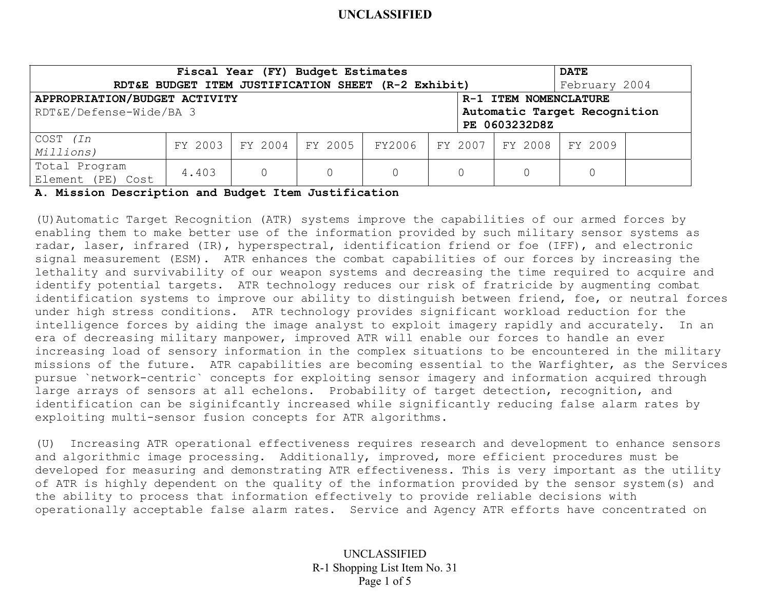UNCLASSIFIED

| Fiscal Year (FY) Budget Estimates RDT&E BUDGET ITEM JUSTIFICATION SHEET (R-2 Exhibit) | | | | | | | DATE February 2004 |
|---|---|---|---|---|---|---|---|
| **APPROPRIATION/BUDGET ACTIVITY** RDT&E/Defense-Wide/BA 3 | | | | | **R-1 ITEM NOMENCLATURE** **Automatic Target Recognition** **PE 0603232D8Z** | | |
| COST *(In Millions)* | FY 2003 | FY 2004 | FY 2005 | FY2006 | FY 2007 | FY 2008 | FY 2009 |
| Total Program Element (PE) Cost | 4.403 | 0 | 0 | 0 | 0 | 0 | 0 |

**A. Mission Description and Budget Item Justification**

(U) Automatic Target Recognition (ATR) systems improve the capabilities of our armed forces by enabling them to make better use of the information provided by such military sensor systems as radar, laser, infrared (IR), hyperspectral, identification friend or foe (IFF), and electronic signal measurement (ESM). ATR enhances the combat capabilities of our forces by increasing the lethality and survivability of our weapon systems and decreasing the time required to acquire and identify potential targets. ATR technology reduces our risk of fratricide by augmenting combat identification systems to improve our ability to distinguish between friend, foe, or neutral forces under high stress conditions. ATR technology provides significant workload reduction for the intelligence forces by aiding the image analyst to exploit imagery rapidly and accurately. In an era of decreasing military manpower, improved ATR will enable our forces to handle an ever increasing load of sensory information in the complex situations to be encountered in the military missions of the future. ATR capabilities are becoming essential to the Warfighter, as the Services pursue `network-centric` concepts for exploiting sensor imagery and information acquired through large arrays of sensors at all echelons. Probability of target detection, recognition, and identification can be siginifcantly increased while significantly reducing false alarm rates by exploiting multi-sensor fusion concepts for ATR algorithms.

(U) Increasing ATR operational effectiveness requires research and development to enhance sensors and algorithmic image processing. Additionally, improved, more efficient procedures must be developed for measuring and demonstrating ATR effectiveness. This is very important as the utility of ATR is highly dependent on the quality of the information provided by the sensor system(s) and the ability to process that information effectively to provide reliable decisions with operationally acceptable false alarm rates. Service and Agency ATR efforts have concentrated on

UNCLASSIFIED
R-1 Shopping List Item No. 31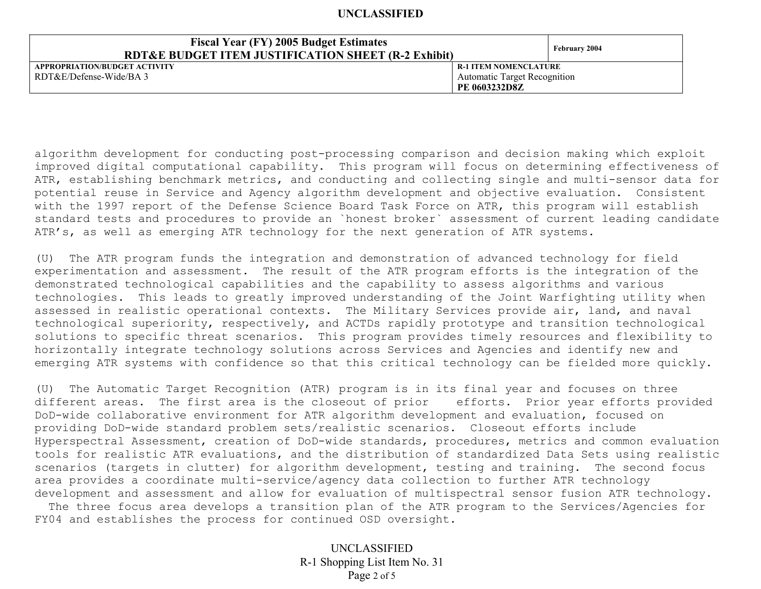algorithm development for conducting post-processing comparison and decision making which exploit improved digital computational capability. This program will focus on determining effectiveness of ATR, establishing benchmark metrics, and conducting and collecting single and multi-sensor data for potential reuse in Service and Agency algorithm development and objective evaluation. Consistent with the 1997 report of the Defense Science Board Task Force on ATR, this program will establish standard tests and procedures to provide an `honest broker` assessment of current leading candidate ATR's, as well as emerging ATR technology for the next generation of ATR systems.

(U) The ATR program funds the integration and demonstration of advanced technology for field experimentation and assessment. The result of the ATR program efforts is the integration of the demonstrated technological capabilities and the capability to assess algorithms and various technologies. This leads to greatly improved understanding of the Joint Warfighting utility when assessed in realistic operational contexts. The Military Services provide air, land, and naval technological superiority, respectively, and ACTDs rapidly prototype and transition technological solutions to specific threat scenarios. This program provides timely resources and flexibility to horizontally integrate technology solutions across Services and Agencies and identify new and emerging ATR systems with confidence so that this critical technology can be fielded more quickly.

(U) The Automatic Target Recognition (ATR) program is in its final year and focuses on three different areas. The first area is the closeout of prior efforts. Prior year efforts provided DoD-wide collaborative environment for ATR algorithm development and evaluation, focused on providing DoD-wide standard problem sets/realistic scenarios. Closeout efforts include Hyperspectral Assessment, creation of DoD-wide standards, procedures, metrics and common evaluation tools for realistic ATR evaluations, and the distribution of standardized Data Sets using realistic scenarios (targets in clutter) for algorithm development, testing and training. The second focus area provides a coordinate multi-service/agency data collection to further ATR technology development and assessment and allow for evaluation of multispectral sensor fusion ATR technology. The three focus area develops a transition plan of the ATR program to the Services/Agencies for FY04 and establishes the process for continued OSD oversight.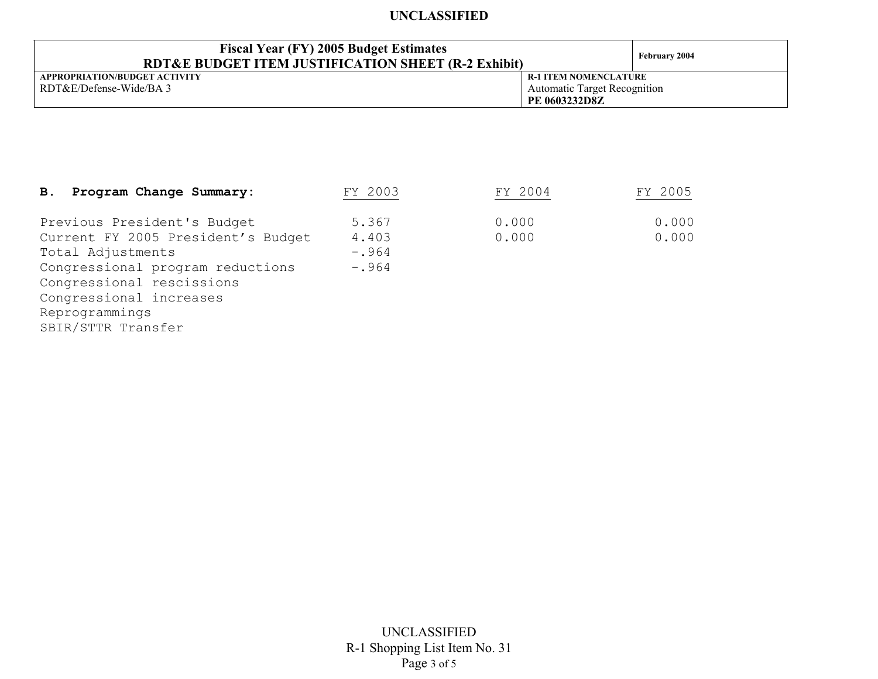UNCLASSIFIED

| Fiscal Year (FY) 2005 Budget Estimates<br>RDT&E BUDGET ITEM JUSTIFICATION SHEET (R-2 Exhibit) | | February 2004 |
|---|---|---|
| **APPROPRIATION/BUDGET ACTIVITY**<br>RDT&E/Defense-Wide/BA 3 | **R-1 ITEM NOMENCLATURE**<br>Automatic Target Recognition<br>**PE 0603232D8Z** | |

**B. Program Change Summary:**

| | FY 2003 | FY 2004 | FY 2005 |
|---|---|---|---|
| Previous President's Budget | 5.367 | 0.000 | 0.000 |
| Current FY 2005 President's Budget | 4.403 | 0.000 | 0.000 |
| Total Adjustments | -.964 | | |
| Congressional program reductions | -.964 | | |
| Congressional rescissions | | | |
| Congressional increases | | | |
| Reprogrammings | | | |
| SBIR/STTR Transfer | | | |

UNCLASSIFIED
R-1 Shopping List Item No. 31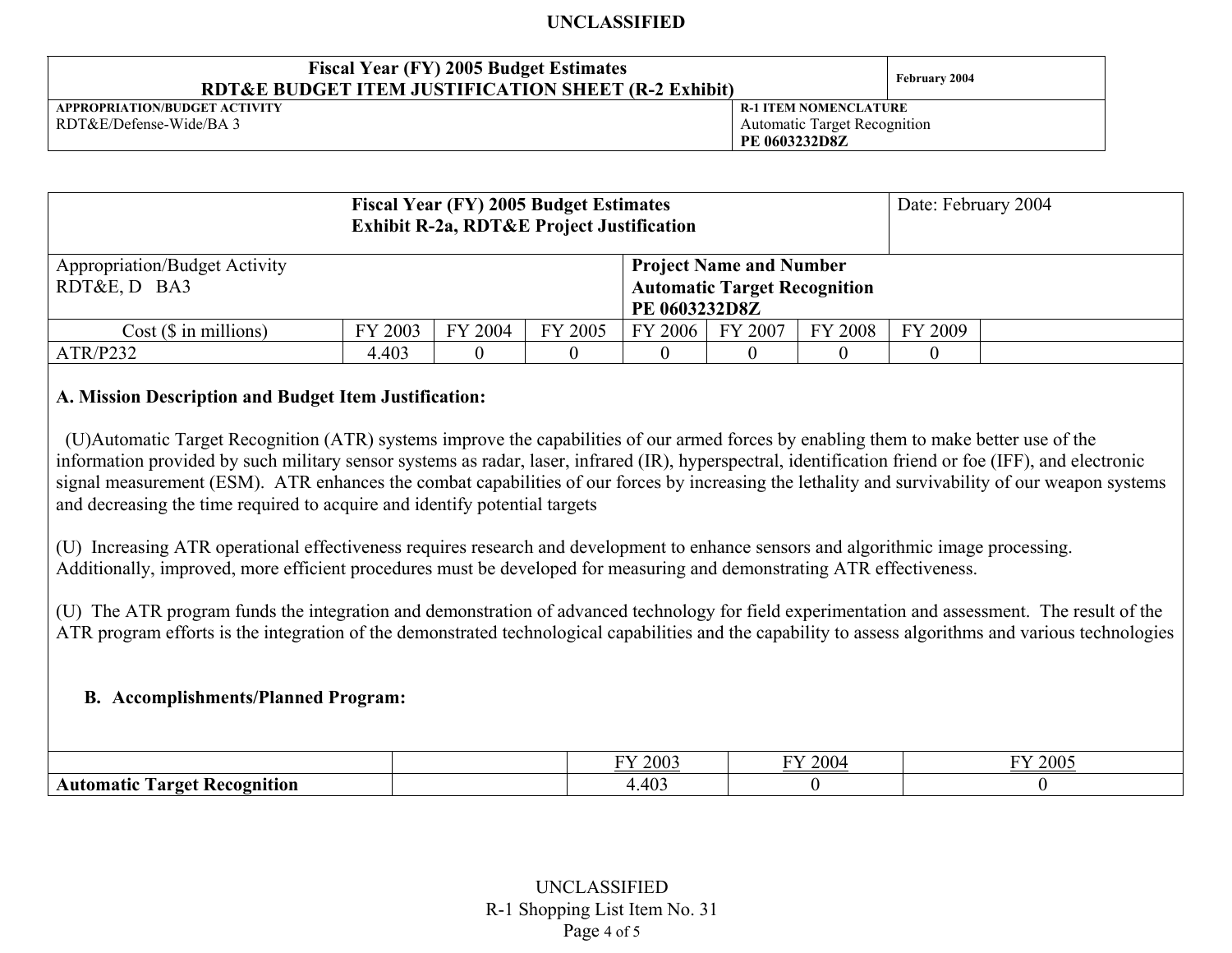UNCLASSIFIED

| Fiscal Year (FY) 2005 Budget Estimates<br>RDT&E BUDGET ITEM JUSTIFICATION SHEET (R-2 Exhibit) | February 2004 |
|---|---|
| APPROPRIATION/BUDGET ACTIVITY<br>RDT&E/Defense-Wide/BA 3 | R-1 ITEM NOMENCLATURE<br>Automatic Target Recognition<br>**PE 0603232D8Z** |

| **Fiscal Year (FY) 2005 Budget Estimates<br>Exhibit R-2a, RDT&E Project Justification** | | | | | | | Date: February 2004 | |
|---|---|---|---|---|---|---|---|---|
| Appropriation/Budget Activity<br>RDT&E, D BA3 | | | | **Project Name and Number<br>Automatic Target Recognition<br>PE 0603232D8Z** | | | | |
| Cost ($ in millions) | FY 2003 | FY 2004 | FY 2005 | FY 2006 | FY 2007 | FY 2008 | FY 2009 | |
| ATR/P232 | 4.403 | 0 | 0 | 0 | 0 | 0 | 0 | |

**A. Mission Description and Budget Item Justification:**

(U)Automatic Target Recognition (ATR) systems improve the capabilities of our armed forces by enabling them to make better use of the information provided by such military sensor systems as radar, laser, infrared (IR), hyperspectral, identification friend or foe (IFF), and electronic signal measurement (ESM). ATR enhances the combat capabilities of our forces by increasing the lethality and survivability of our weapon systems and decreasing the time required to acquire and identify potential targets

(U) Increasing ATR operational effectiveness requires research and development to enhance sensors and algorithmic image processing. Additionally, improved, more efficient procedures must be developed for measuring and demonstrating ATR effectiveness.

(U) The ATR program funds the integration and demonstration of advanced technology for field experimentation and assessment. The result of the ATR program efforts is the integration of the demonstrated technological capabilities and the capability to assess algorithms and various technologies

**B. Accomplishments/Planned Program:**

| | | FY 2003 | FY 2004 | FY 2005 |
|---|---|---|---|---|
| **Automatic Target Recognition** | | 4.403 | 0 | 0 |

UNCLASSIFIED
R-1 Shopping List Item No. 31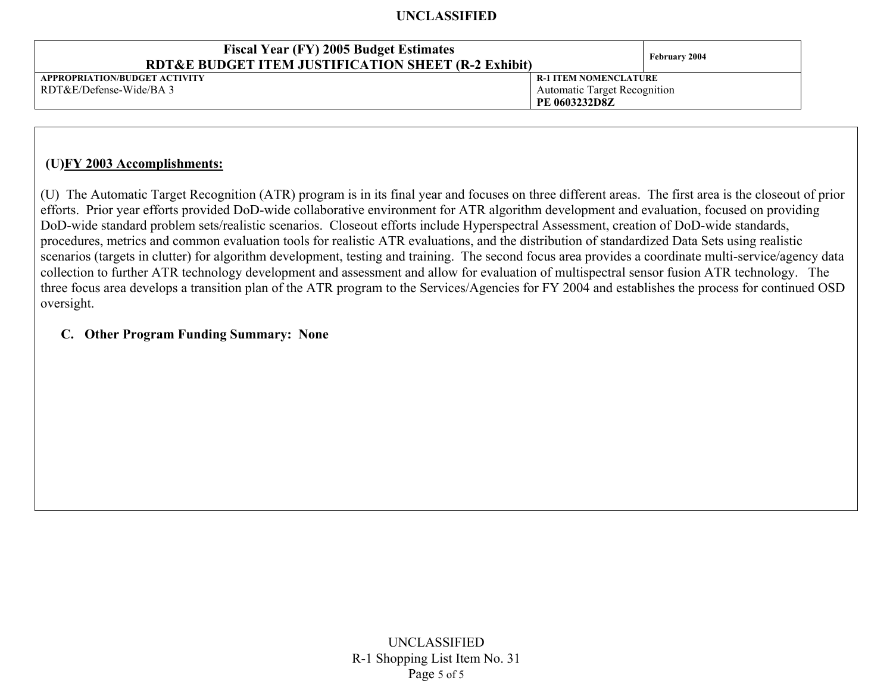| Fiscal Year (FY) 2005 Budget Estimates<br>RDT&E BUDGET ITEM JUSTIFICATION SHEET (R-2 Exhibit) | February 2004 |
|---|---|
| APPROPRIATION/BUDGET ACTIVITY<br>RDT&E/Defense-Wide/BA 3 | R-1 ITEM NOMENCLATURE<br>Automatic Target Recognition<br>**PE 0603232D8Z** |

**(U)FY 2003 Accomplishments:**

(U) The Automatic Target Recognition (ATR) program is in its final year and focuses on three different areas. The first area is the closeout of prior efforts. Prior year efforts provided DoD-wide collaborative environment for ATR algorithm development and evaluation, focused on providing DoD-wide standard problem sets/realistic scenarios. Closeout efforts include Hyperspectral Assessment, creation of DoD-wide standards, procedures, metrics and common evaluation tools for realistic ATR evaluations, and the distribution of standardized Data Sets using realistic scenarios (targets in clutter) for algorithm development, testing and training. The second focus area provides a coordinate multi-service/agency data collection to further ATR technology development and assessment and allow for evaluation of multispectral sensor fusion ATR technology. The three focus area develops a transition plan of the ATR program to the Services/Agencies for FY 2004 and establishes the process for continued OSD oversight.

**C. Other Program Funding Summary: None**